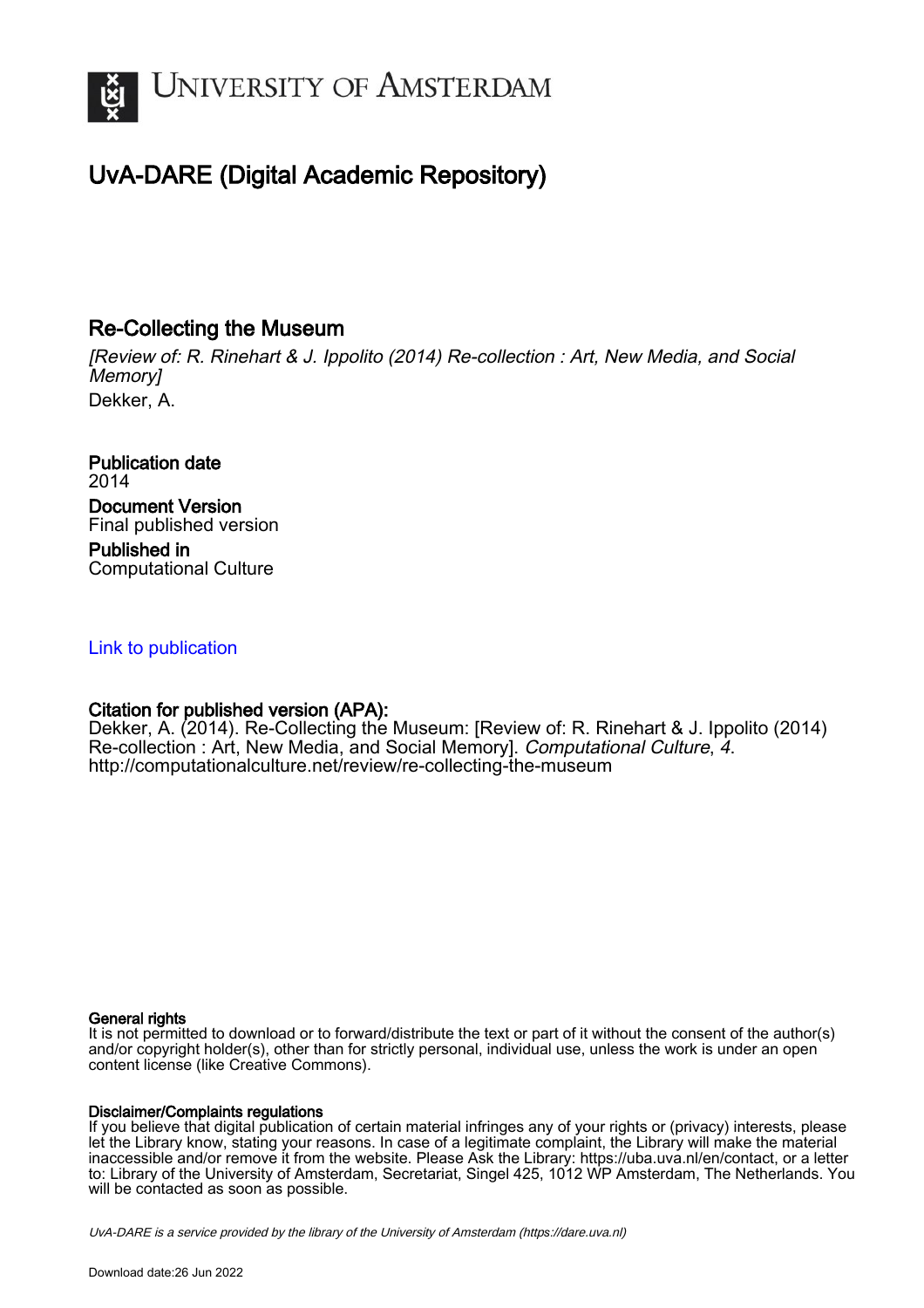UNIVERSITY OF AMSTERDAM

# UvA-DARE (Digital Academic Repository)

## Re-Collecting the Museum

*[Review of: R. Rinehart & J. Ippolito (2014) Re-collection : Art, New Media, and Social Memory]*

Dekker, A.

**Publication date**
2014

**Document Version**
Final published version

**Published in**
Computational Culture

Link to publication

**Citation for published version (APA):**
Dekker, A. (2014). Re-Collecting the Museum: [Review of: R. Rinehart & J. Ippolito (2014) Re-collection : Art, New Media, and Social Memory]. *Computational Culture*, *4*. http://computationalculture.net/review/re-collecting-the-museum

**General rights**
It is not permitted to download or to forward/distribute the text or part of it without the consent of the author(s) and/or copyright holder(s), other than for strictly personal, individual use, unless the work is under an open content license (like Creative Commons).

**Disclaimer/Complaints regulations**
If you believe that digital publication of certain material infringes any of your rights or (privacy) interests, please let the Library know, stating your reasons. In case of a legitimate complaint, the Library will make the material inaccessible and/or remove it from the website. Please Ask the Library: https://uba.uva.nl/en/contact, or a letter to: Library of the University of Amsterdam, Secretariat, Singel 425, 1012 WP Amsterdam, The Netherlands. You will be contacted as soon as possible.

*UvA-DARE is a service provided by the library of the University of Amsterdam (https://dare.uva.nl)*

Download date:26 Jun 2022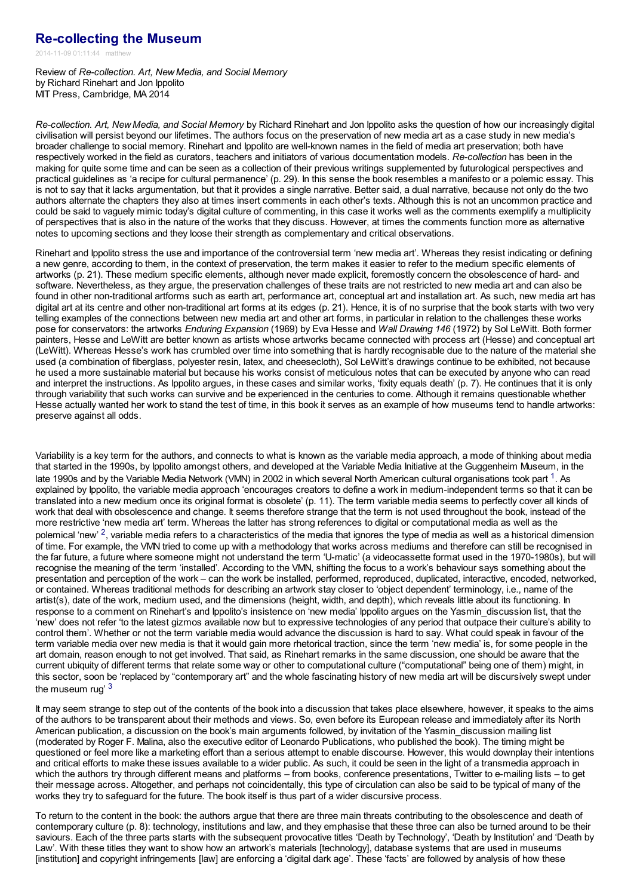# Re-collecting the Museum

2014-11-09 01:11:44 matthew

Review of *Re-collection. Art, New Media, and Social Memory*
by Richard Rinehart and Jon Ippolito
MIT Press, Cambridge, MA 2014

*Re-collection. Art, New Media, and Social Memory* by Richard Rinehart and Jon Ippolito asks the question of how our increasingly digital civilisation will persist beyond our lifetimes. The authors focus on the preservation of new media art as a case study in new media's broader challenge to social memory. Rinehart and Ippolito are well-known names in the field of media art preservation; both have respectively worked in the field as curators, teachers and initiators of various documentation models. *Re-collection* has been in the making for quite some time and can be seen as a collection of their previous writings supplemented by futurological perspectives and practical guidelines as 'a recipe for cultural permanence' (p. 29). In this sense the book resembles a manifesto or a polemic essay. This is not to say that it lacks argumentation, but that it provides a single narrative. Better said, a dual narrative, because not only do the two authors alternate the chapters they also at times insert comments in each other's texts. Although this is not an uncommon practice and could be said to vaguely mimic today's digital culture of commenting, in this case it works well as the comments exemplify a multiplicity of perspectives that is also in the nature of the works that they discuss. However, at times the comments function more as alternative notes to upcoming sections and they loose their strength as complementary and critical observations.

Rinehart and Ippolito stress the use and importance of the controversial term 'new media art'. Whereas they resist indicating or defining a new genre, according to them, in the context of preservation, the term makes it easier to refer to the medium specific elements of artworks (p. 21). These medium specific elements, although never made explicit, foremostly concern the obsolescence of hard- and software. Nevertheless, as they argue, the preservation challenges of these traits are not restricted to new media art and can also be found in other non-traditional artforms such as earth art, performance art, conceptual art and installation art. As such, new media art has digital art at its centre and other non-traditional art forms at its edges (p. 21). Hence, it is of no surprise that the book starts with two very telling examples of the connections between new media art and other art forms, in particular in relation to the challenges these works pose for conservators: the artworks *Enduring Expansion* (1969) by Eva Hesse and *Wall Drawing 146* (1972) by Sol LeWitt. Both former painters, Hesse and LeWitt are better known as artists whose artworks became connected with process art (Hesse) and conceptual art (LeWitt). Whereas Hesse's work has crumbled over time into something that is hardly recognisable due to the nature of the material she used (a combination of fiberglass, polyester resin, latex, and cheesecloth), Sol LeWitt's drawings continue to be exhibited, not because he used a more sustainable material but because his works consist of meticulous notes that can be executed by anyone who can read and interpret the instructions. As Ippolito argues, in these cases and similar works, 'fixity equals death' (p. 7). He continues that it is only through variability that such works can survive and be experienced in the centuries to come. Although it remains questionable whether Hesse actually wanted her work to stand the test of time, in this book it serves as an example of how museums tend to handle artworks: preserve against all odds.

Variability is a key term for the authors, and connects to what is known as the variable media approach, a mode of thinking about media that started in the 1990s, by Ippolito amongst others, and developed at the Variable Media Initiative at the Guggenheim Museum, in the late 1990s and by the Variable Media Network (VMN) in 2002 in which several North American cultural organisations took part [1]. As explained by Ippolito, the variable media approach 'encourages creators to define a work in medium-independent terms so that it can be translated into a new medium once its original format is obsolete' (p. 11). The term variable media seems to perfectly cover all kinds of work that deal with obsolescence and change. It seems therefore strange that the term is not used throughout the book, instead of the more restrictive 'new media art' term. Whereas the latter has strong references to digital or computational media as well as the polemical 'new' [2], variable media refers to a characteristics of the media that ignores the type of media as well as a historical dimension of time. For example, the VMN tried to come up with a methodology that works across mediums and therefore can still be recognised in the far future, a future where someone might not understand the term 'U-matic' (a videocassette format used in the 1970-1980s), but will recognise the meaning of the term 'installed'. According to the VMN, shifting the focus to a work's behaviour says something about the presentation and perception of the work – can the work be installed, performed, reproduced, duplicated, interactive, encoded, networked, or contained. Whereas traditional methods for describing an artwork stay closer to 'object dependent' terminology, i.e., name of the artist(s), date of the work, medium used, and the dimensions (height, width, and depth), which reveals little about its functioning. In response to a comment on Rinehart's and Ippolito's insistence on 'new media' Ippolito argues on the Yasmin_discussion list, that the 'new' does not refer 'to the latest gizmos available now but to expressive technologies of any period that outpace their culture's ability to control them'. Whether or not the term variable media would advance the discussion is hard to say. What could speak in favour of the term variable media over new media is that it would gain more rhetorical traction, since the term 'new media' is, for some people in the art domain, reason enough to not get involved. That said, as Rinehart remarks in the same discussion, one should be aware that the current ubiquity of different terms that relate some way or other to computational culture ("computational" being one of them) might, in this sector, soon be 'replaced by "contemporary art" and the whole fascinating history of new media art will be discursively swept under the museum rug' [3]

It may seem strange to step out of the contents of the book into a discussion that takes place elsewhere, however, it speaks to the aims of the authors to be transparent about their methods and views. So, even before its European release and immediately after its North American publication, a discussion on the book's main arguments followed, by invitation of the Yasmin_discussion mailing list (moderated by Roger F. Malina, also the executive editor of Leonardo Publications, who published the book). The timing might be questioned or feel more like a marketing effort than a serious attempt to enable discourse. However, this would downplay their intentions and critical efforts to make these issues available to a wider public. As such, it could be seen in the light of a transmedia approach in which the authors try through different means and platforms – from books, conference presentations, Twitter to e-mailing lists – to get their message across. Altogether, and perhaps not coincidentally, this type of circulation can also be said to be typical of many of the works they try to safeguard for the future. The book itself is thus part of a wider discursive process.

To return to the content in the book: the authors argue that there are three main threats contributing to the obsolescence and death of contemporary culture (p. 8): technology, institutions and law, and they emphasise that these three can also be turned around to be their saviours. Each of the three parts starts with the subsequent provocative titles 'Death by Technology', 'Death by Institution' and 'Death by Law'. With these titles they want to show how an artwork's materials [technology], database systems that are used in museums [institution] and copyright infringements [law] are enforcing a 'digital dark age'. These 'facts' are followed by analysis of how these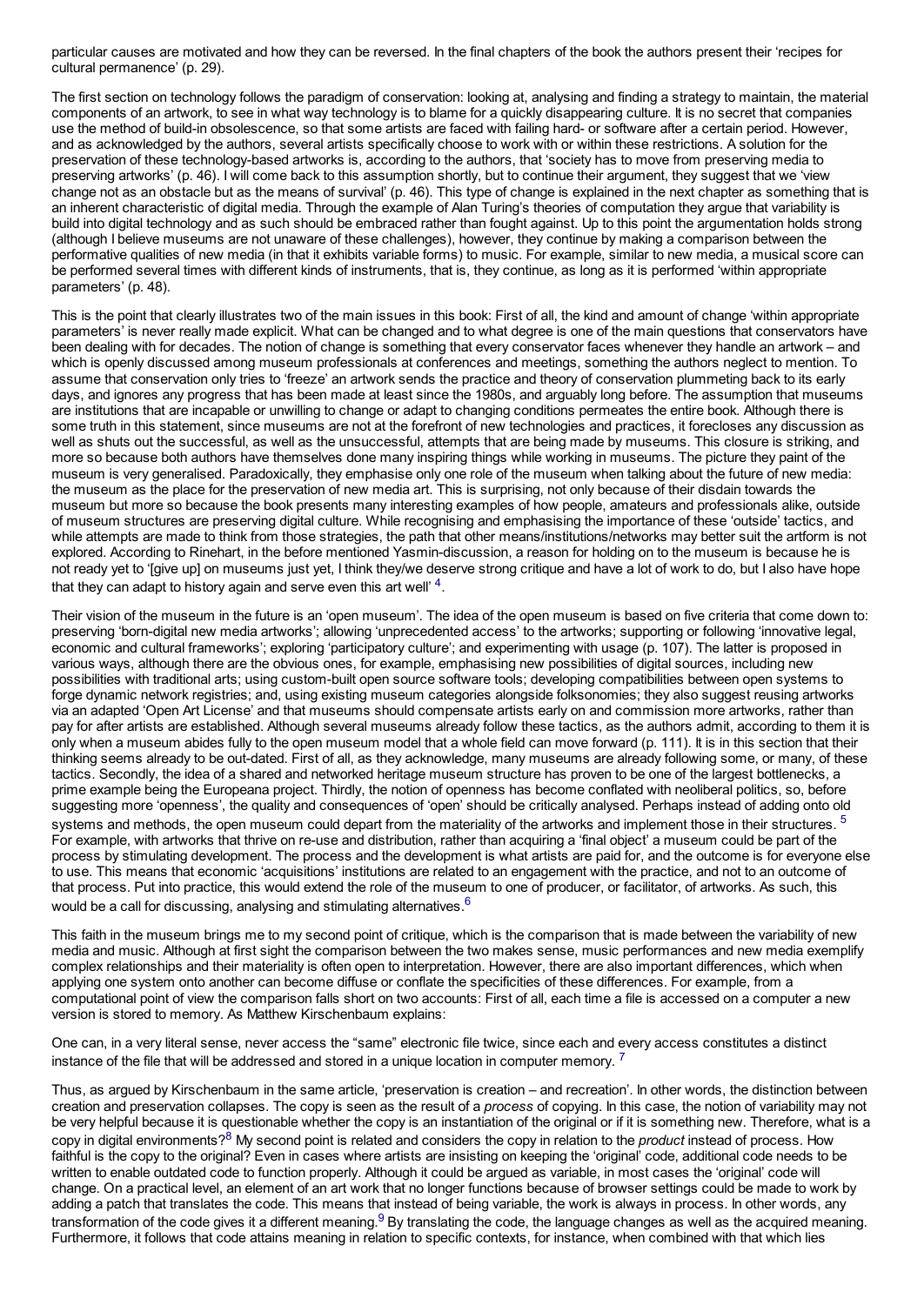particular causes are motivated and how they can be reversed. In the final chapters of the book the authors present their 'recipes for cultural permanence' (p. 29).

The first section on technology follows the paradigm of conservation: looking at, analysing and finding a strategy to maintain, the material components of an artwork, to see in what way technology is to blame for a quickly disappearing culture. It is no secret that companies use the method of build-in obsolescence, so that some artists are faced with failing hard- or software after a certain period. However, and as acknowledged by the authors, several artists specifically choose to work with or within these restrictions. A solution for the preservation of these technology-based artworks is, according to the authors, that 'society has to move from preserving media to preserving artworks' (p. 46). I will come back to this assumption shortly, but to continue their argument, they suggest that we 'view change not as an obstacle but as the means of survival' (p. 46). This type of change is explained in the next chapter as something that is an inherent characteristic of digital media. Through the example of Alan Turing's theories of computation they argue that variability is build into digital technology and as such should be embraced rather than fought against. Up to this point the argumentation holds strong (although I believe museums are not unaware of these challenges), however, they continue by making a comparison between the performative qualities of new media (in that it exhibits variable forms) to music. For example, similar to new media, a musical score can be performed several times with different kinds of instruments, that is, they continue, as long as it is performed 'within appropriate parameters' (p. 48).

This is the point that clearly illustrates two of the main issues in this book: First of all, the kind and amount of change 'within appropriate parameters' is never really made explicit. What can be changed and to what degree is one of the main questions that conservators have been dealing with for decades. The notion of change is something that every conservator faces whenever they handle an artwork – and which is openly discussed among museum professionals at conferences and meetings, something the authors neglect to mention. To assume that conservation only tries to 'freeze' an artwork sends the practice and theory of conservation plummeting back to its early days, and ignores any progress that has been made at least since the 1980s, and arguably long before. The assumption that museums are institutions that are incapable or unwilling to change or adapt to changing conditions permeates the entire book. Although there is some truth in this statement, since museums are not at the forefront of new technologies and practices, it forecloses any discussion as well as shuts out the successful, as well as the unsuccessful, attempts that are being made by museums. This closure is striking, and more so because both authors have themselves done many inspiring things while working in museums. The picture they paint of the museum is very generalised. Paradoxically, they emphasise only one role of the museum when talking about the future of new media: the museum as the place for the preservation of new media art. This is surprising, not only because of their disdain towards the museum but more so because the book presents many interesting examples of how people, amateurs and professionals alike, outside of museum structures are preserving digital culture. While recognising and emphasising the importance of these 'outside' tactics, and while attempts are made to think from those strategies, the path that other means/institutions/networks may better suit the artform is not explored. According to Rinehart, in the before mentioned Yasmin-discussion, a reason for holding on to the museum is because he is not ready yet to '[give up] on museums just yet, I think they/we deserve strong critique and have a lot of work to do, but I also have hope that they can adapt to history again and serve even this art well' [4].

Their vision of the museum in the future is an 'open museum'. The idea of the open museum is based on five criteria that come down to: preserving 'born-digital new media artworks'; allowing 'unprecedented access' to the artworks; supporting or following 'innovative legal, economic and cultural frameworks'; exploring 'participatory culture'; and experimenting with usage (p. 107). The latter is proposed in various ways, although there are the obvious ones, for example, emphasising new possibilities of digital sources, including new possibilities with traditional arts; using custom-built open source software tools; developing compatibilities between open systems to forge dynamic network registries; and, using existing museum categories alongside folksonomies; they also suggest reusing artworks via an adapted 'Open Art License' and that museums should compensate artists early on and commission more artworks, rather than pay for after artists are established. Although several museums already follow these tactics, as the authors admit, according to them it is only when a museum abides fully to the open museum model that a whole field can move forward (p. 111). It is in this section that their thinking seems already to be out-dated. First of all, as they acknowledge, many museums are already following some, or many, of these tactics. Secondly, the idea of a shared and networked heritage museum structure has proven to be one of the largest bottlenecks, a prime example being the Europeana project. Thirdly, the notion of openness has become conflated with neoliberal politics, so, before suggesting more 'openness', the quality and consequences of 'open' should be critically analysed. Perhaps instead of adding onto old systems and methods, the open museum could depart from the materiality of the artworks and implement those in their structures. [5] For example, with artworks that thrive on re-use and distribution, rather than acquiring a 'final object' a museum could be part of the process by stimulating development. The process and the development is what artists are paid for, and the outcome is for everyone else to use. This means that economic 'acquisitions' institutions are related to an engagement with the practice, and not to an outcome of that process. Put into practice, this would extend the role of the museum to one of producer, or facilitator, of artworks. As such, this would be a call for discussing, analysing and stimulating alternatives.[6]

This faith in the museum brings me to my second point of critique, which is the comparison that is made between the variability of new media and music. Although at first sight the comparison between the two makes sense, music performances and new media exemplify complex relationships and their materiality is often open to interpretation. However, there are also important differences, which when applying one system onto another can become diffuse or conflate the specificities of these differences. For example, from a computational point of view the comparison falls short on two accounts: First of all, each time a file is accessed on a computer a new version is stored to memory. As Matthew Kirschenbaum explains:

One can, in a very literal sense, never access the "same" electronic file twice, since each and every access constitutes a distinct instance of the file that will be addressed and stored in a unique location in computer memory. [7]

Thus, as argued by Kirschenbaum in the same article, 'preservation is creation – and recreation'. In other words, the distinction between creation and preservation collapses. The copy is seen as the result of a *process* of copying. In this case, the notion of variability may not be very helpful because it is questionable whether the copy is an instantiation of the original or if it is something new. Therefore, what is a copy in digital environments?[8] My second point is related and considers the copy in relation to the *product* instead of process. How faithful is the copy to the original? Even in cases where artists are insisting on keeping the 'original' code, additional code needs to be written to enable outdated code to function properly. Although it could be argued as variable, in most cases the 'original' code will change. On a practical level, an element of an art work that no longer functions because of browser settings could be made to work by adding a patch that translates the code. This means that instead of being variable, the work is always in process. In other words, any transformation of the code gives it a different meaning.[9] By translating the code, the language changes as well as the acquired meaning. Furthermore, it follows that code attains meaning in relation to specific contexts, for instance, when combined with that which lies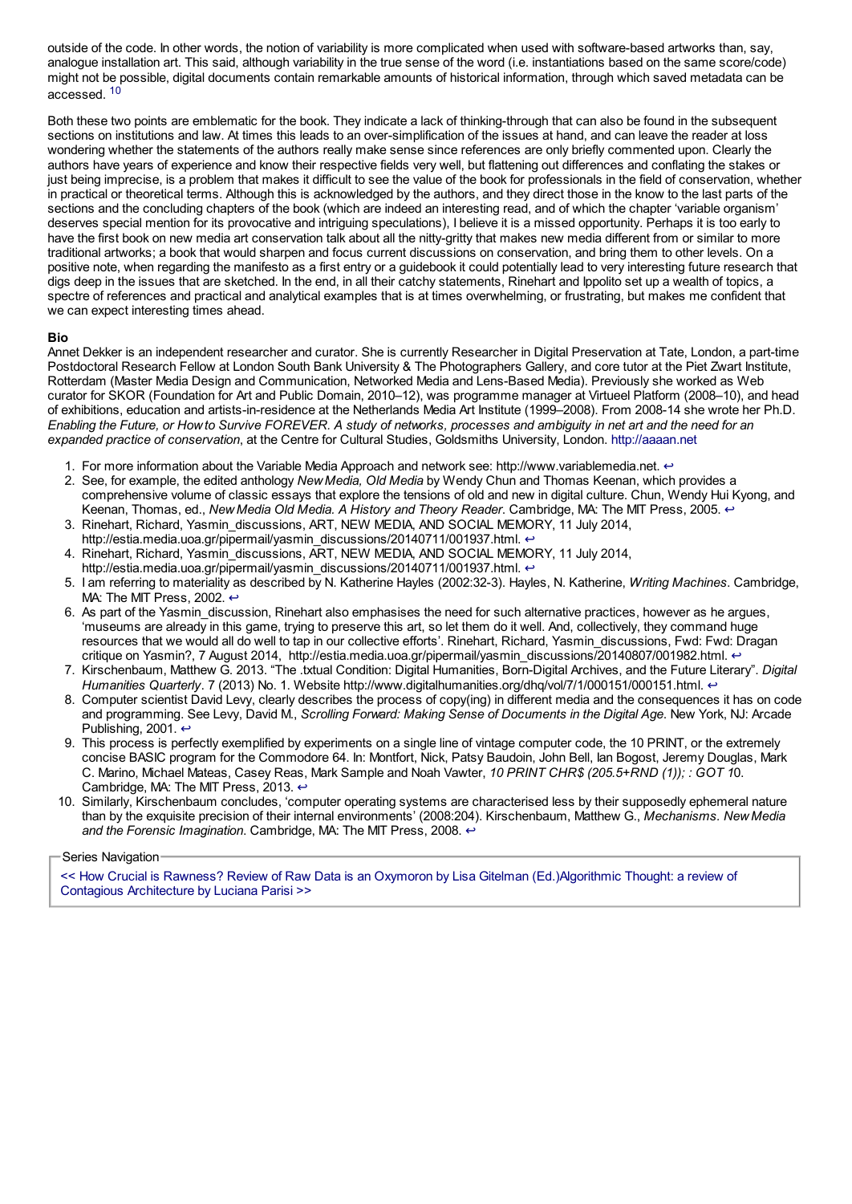outside of the code. In other words, the notion of variability is more complicated when used with software-based artworks than, say, analogue installation art. This said, although variability in the true sense of the word (i.e. instantiations based on the same score/code) might not be possible, digital documents contain remarkable amounts of historical information, through which saved metadata can be accessed. [10]

Both these two points are emblematic for the book. They indicate a lack of thinking-through that can also be found in the subsequent sections on institutions and law. At times this leads to an over-simplification of the issues at hand, and can leave the reader at loss wondering whether the statements of the authors really make sense since references are only briefly commented upon. Clearly the authors have years of experience and know their respective fields very well, but flattening out differences and conflating the stakes or just being imprecise, is a problem that makes it difficult to see the value of the book for professionals in the field of conservation, whether in practical or theoretical terms. Although this is acknowledged by the authors, and they direct those in the know to the last parts of the sections and the concluding chapters of the book (which are indeed an interesting read, and of which the chapter 'variable organism' deserves special mention for its provocative and intriguing speculations), I believe it is a missed opportunity. Perhaps it is too early to have the first book on new media art conservation talk about all the nitty-gritty that makes new media different from or similar to more traditional artworks; a book that would sharpen and focus current discussions on conservation, and bring them to other levels. On a positive note, when regarding the manifesto as a first entry or a guidebook it could potentially lead to very interesting future research that digs deep in the issues that are sketched. In the end, in all their catchy statements, Rinehart and Ippolito set up a wealth of topics, a spectre of references and practical and analytical examples that is at times overwhelming, or frustrating, but makes me confident that we can expect interesting times ahead.

**Bio**

Annet Dekker is an independent researcher and curator. She is currently Researcher in Digital Preservation at Tate, London, a part-time Postdoctoral Research Fellow at London South Bank University & The Photographers Gallery, and core tutor at the Piet Zwart Institute, Rotterdam (Master Media Design and Communication, Networked Media and Lens-Based Media). Previously she worked as Web curator for SKOR (Foundation for Art and Public Domain, 2010–12), was programme manager at Virtueel Platform (2008–10), and head of exhibitions, education and artists-in-residence at the Netherlands Media Art Institute (1999–2008). From 2008-14 she wrote her Ph.D. *Enabling the Future, or How to Survive FOREVER. A study of networks, processes and ambiguity in net art and the need for an expanded practice of conservation*, at the Centre for Cultural Studies, Goldsmiths University, London. http://aaaan.net

1. For more information about the Variable Media Approach and network see: http://www.variablemedia.net. ↩
2. See, for example, the edited anthology *New Media, Old Media* by Wendy Chun and Thomas Keenan, which provides a comprehensive volume of classic essays that explore the tensions of old and new in digital culture. Chun, Wendy Hui Kyong, and Keenan, Thomas, ed., *New Media Old Media. A History and Theory Reader*. Cambridge, MA: The MIT Press, 2005. ↩
3. Rinehart, Richard, Yasmin_discussions, ART, NEW MEDIA, AND SOCIAL MEMORY, 11 July 2014, http://estia.media.uoa.gr/pipermail/yasmin_discussions/20140711/001937.html. ↩
4. Rinehart, Richard, Yasmin_discussions, ART, NEW MEDIA, AND SOCIAL MEMORY, 11 July 2014, http://estia.media.uoa.gr/pipermail/yasmin_discussions/20140711/001937.html. ↩
5. I am referring to materiality as described by N. Katherine Hayles (2002:32-3). Hayles, N. Katherine, *Writing Machines*. Cambridge, MA: The MIT Press, 2002. ↩
6. As part of the Yasmin_discussion, Rinehart also emphasises the need for such alternative practices, however as he argues, 'museums are already in this game, trying to preserve this art, so let them do it well. And, collectively, they command huge resources that we would all do well to tap in our collective efforts'. Rinehart, Richard, Yasmin_discussions, Fwd: Fwd: Dragan critique on Yasmin?, 7 August 2014, http://estia.media.uoa.gr/pipermail/yasmin_discussions/20140807/001982.html. ↩
7. Kirschenbaum, Matthew G. 2013. "The .txtual Condition: Digital Humanities, Born-Digital Archives, and the Future Literary". *Digital Humanities Quarterly*. 7 (2013) No. 1. Website http://www.digitalhumanities.org/dhq/vol/7/1/000151/000151.html. ↩
8. Computer scientist David Levy, clearly describes the process of copy(ing) in different media and the consequences it has on code and programming. See Levy, David M., *Scrolling Forward: Making Sense of Documents in the Digital Age*. New York, NJ: Arcade Publishing, 2001. ↩
9. This process is perfectly exemplified by experiments on a single line of vintage computer code, the 10 PRINT, or the extremely concise BASIC program for the Commodore 64. In: Montfort, Nick, Patsy Baudoin, John Bell, Ian Bogost, Jeremy Douglas, Mark C. Marino, Michael Mateas, Casey Reas, Mark Sample and Noah Vawter, *10 PRINT CHR$ (205.5+RND (1)); : GOT 10*. Cambridge, MA: The MIT Press, 2013. ↩
10. Similarly, Kirschenbaum concludes, 'computer operating systems are characterised less by their supposedly ephemeral nature than by the exquisite precision of their internal environments' (2008:204). Kirschenbaum, Matthew G., *Mechanisms. New Media and the Forensic Imagination*. Cambridge, MA: The MIT Press, 2008. ↩

Series Navigation

<< How Crucial is Rawness? Review of Raw Data is an Oxymoron by Lisa Gitelman (Ed.)Algorithmic Thought: a review of Contagious Architecture by Luciana Parisi >>